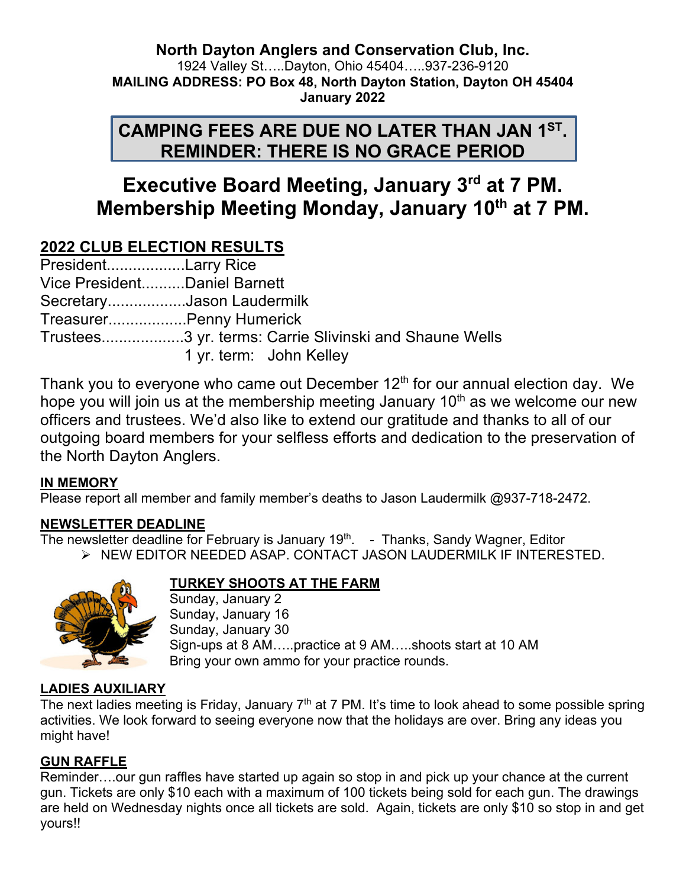**North Dayton Anglers and Conservation Club, Inc.**
1924 Valley St…..Dayton, Ohio 45404…..937-236-9120
**MAILING ADDRESS: PO Box 48, North Dayton Station, Dayton OH 45404**
**January 2022**

**CAMPING FEES ARE DUE NO LATER THAN JAN 1ST.**
**REMINDER: THERE IS NO GRACE PERIOD**

# Executive Board Meeting, January 3rd at 7 PM.
# Membership Meeting Monday, January 10th at 7 PM.

## 2022 CLUB ELECTION RESULTS

President..................Larry Rice
Vice President..........Daniel Barnett
Secretary..................Jason Laudermilk
Treasurer..................Penny Humerick
Trustees...................3 yr. terms: Carrie Slivinski and Shaune Wells
1 yr. term: John Kelley

Thank you to everyone who came out December 12th for our annual election day. We hope you will join us at the membership meeting January 10th as we welcome our new officers and trustees. We'd also like to extend our gratitude and thanks to all of our outgoing board members for your selfless efforts and dedication to the preservation of the North Dayton Anglers.

### IN MEMORY

Please report all member and family member's deaths to Jason Laudermilk @937-718-2472.

### NEWSLETTER DEADLINE

The newsletter deadline for February is January 19th. - Thanks, Sandy Wagner, Editor

- NEW EDITOR NEEDED ASAP. CONTACT JASON LAUDERMILK IF INTERESTED.

### TURKEY SHOOTS AT THE FARM

Sunday, January 2
Sunday, January 16
Sunday, January 30
Sign-ups at 8 AM…..practice at 9 AM…..shoots start at 10 AM
Bring your own ammo for your practice rounds.

### LADIES AUXILIARY

The next ladies meeting is Friday, January 7th at 7 PM. It's time to look ahead to some possible spring activities. We look forward to seeing everyone now that the holidays are over. Bring any ideas you might have!

### GUN RAFFLE

Reminder….our gun raffles have started up again so stop in and pick up your chance at the current gun. Tickets are only $10 each with a maximum of 100 tickets being sold for each gun. The drawings are held on Wednesday nights once all tickets are sold. Again, tickets are only $10 so stop in and get yours!!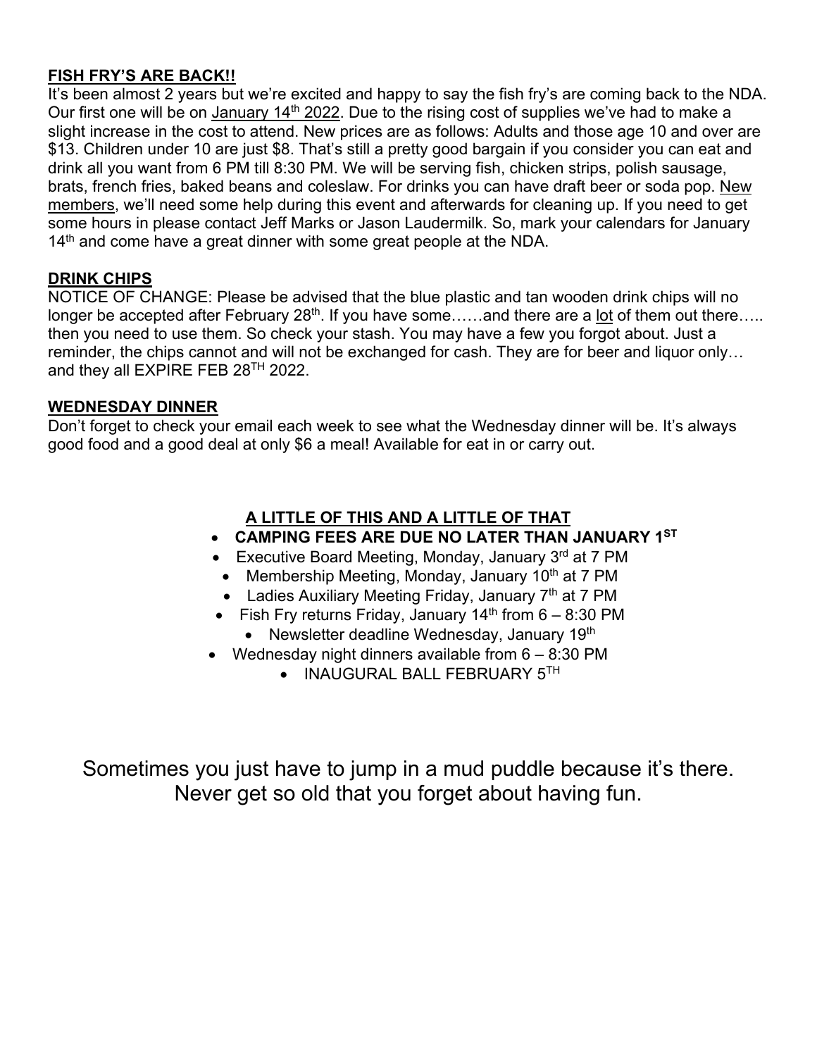## FISH FRY'S ARE BACK!!

It's been almost 2 years but we're excited and happy to say the fish fry's are coming back to the NDA. Our first one will be on January 14th 2022. Due to the rising cost of supplies we've had to make a slight increase in the cost to attend. New prices are as follows: Adults and those age 10 and over are $13. Children under 10 are just $8. That's still a pretty good bargain if you consider you can eat and drink all you want from 6 PM till 8:30 PM. We will be serving fish, chicken strips, polish sausage, brats, french fries, baked beans and coleslaw. For drinks you can have draft beer or soda pop. New members, we'll need some help during this event and afterwards for cleaning up. If you need to get some hours in please contact Jeff Marks or Jason Laudermilk. So, mark your calendars for January 14th and come have a great dinner with some great people at the NDA.

## DRINK CHIPS

NOTICE OF CHANGE: Please be advised that the blue plastic and tan wooden drink chips will no longer be accepted after February 28th. If you have some……and there are a lot of them out there….. then you need to use them. So check your stash. You may have a few you forgot about. Just a reminder, the chips cannot and will not be exchanged for cash. They are for beer and liquor only… and they all EXPIRE FEB 28TH 2022.

## WEDNESDAY DINNER

Don't forget to check your email each week to see what the Wednesday dinner will be. It's always good food and a good deal at only $6 a meal! Available for eat in or carry out.

## A LITTLE OF THIS AND A LITTLE OF THAT

- **CAMPING FEES ARE DUE NO LATER THAN JANUARY 1ST**
- Executive Board Meeting, Monday, January 3rd at 7 PM
- Membership Meeting, Monday, January 10th at 7 PM
- Ladies Auxiliary Meeting Friday, January 7th at 7 PM
- Fish Fry returns Friday, January 14th from 6 – 8:30 PM
- Newsletter deadline Wednesday, January 19th
- Wednesday night dinners available from 6 – 8:30 PM
- INAUGURAL BALL FEBRUARY 5TH

Sometimes you just have to jump in a mud puddle because it's there.
Never get so old that you forget about having fun.